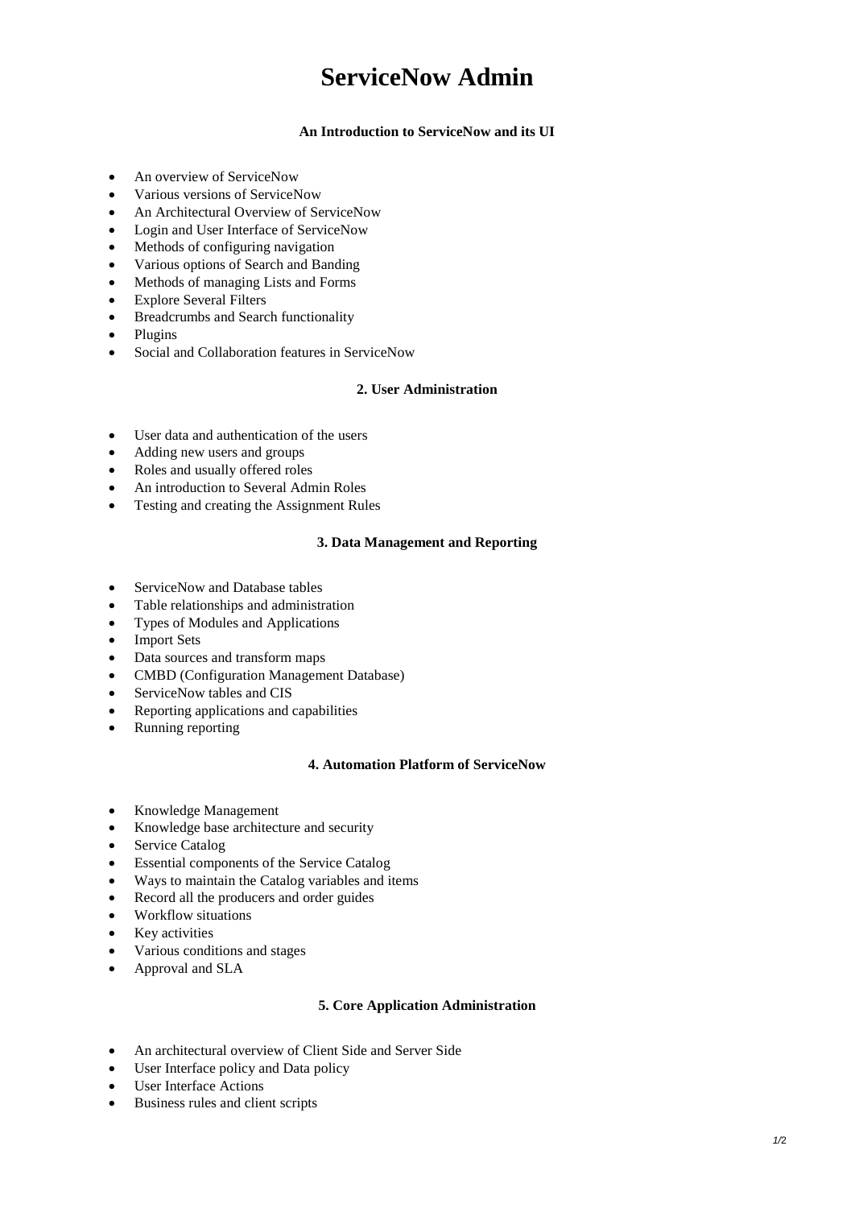# ServiceNow Admin

#### An Introduction to ServiceNow and its UI

- An overview of ServiceNow
- Various versions of ServiceNow
- An Architectural Overview of ServiceNow
- Login and User Interface of ServiceNow
- Methods of configuring navigation
- Various options of Search and Banding
- Methods of managing Lists and Forms
- Explore Several Filters
- Breadcrumbs and Search functionality
- Plugins
- Social and Collaboration features in ServiceNow

#### 2. User Administration

- User data and authentication of the users
- Adding new users and groups
- Roles and usually offered roles
- An introduction to Several Admin Roles
- Testing and creating the Assignment Rules

#### 3. Data Management and Reporting

- ServiceNow and Database tables
- Table relationships and administration
- Types of Modules and Applications
- Import Sets
- Data sources and transform maps
- CMBD (Configuration Management Database)
- ServiceNow tables and CIS
- Reporting applications and capabilities
- Running reporting

#### 4. Automation Platform of ServiceNow

- Knowledge Management
- Knowledge base architecture and security
- Service Catalog
- Essential components of the Service Catalog
- Ways to maintain the Catalog variables and items
- Record all the producers and order guides
- Workflow situations
- Key activities
- Various conditions and stages
- Approval and SLA

#### 5. Core Application Administration

- An architectural overview of Client Side and Server Side
- User Interface policy and Data policy
- User Interface Actions
- Business rules and client scripts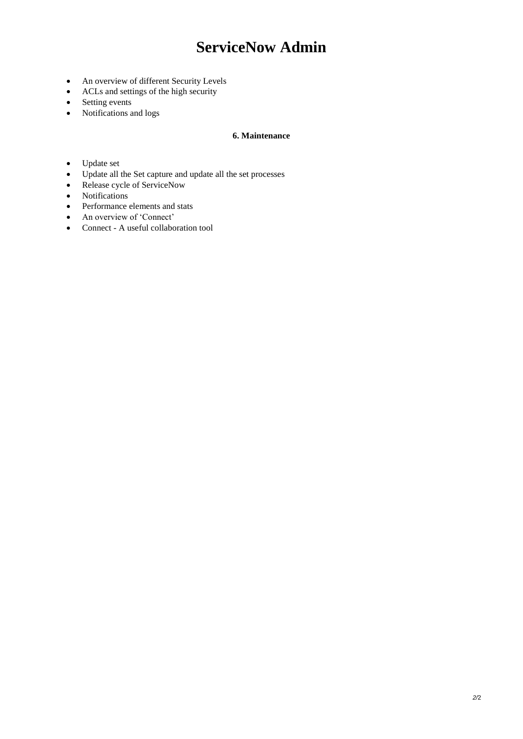# ServiceNow Admin

- An overview of different Security Levels
- ACLs and settings of the high security
- Setting events
- Notifications and logs

**6. Maintenance**

- Update set
- Update all the Set capture and update all the set processes
- Release cycle of ServiceNow
- Notifications
- Performance elements and stats
- An overview of 'Connect'
- Connect - A useful collaboration tool